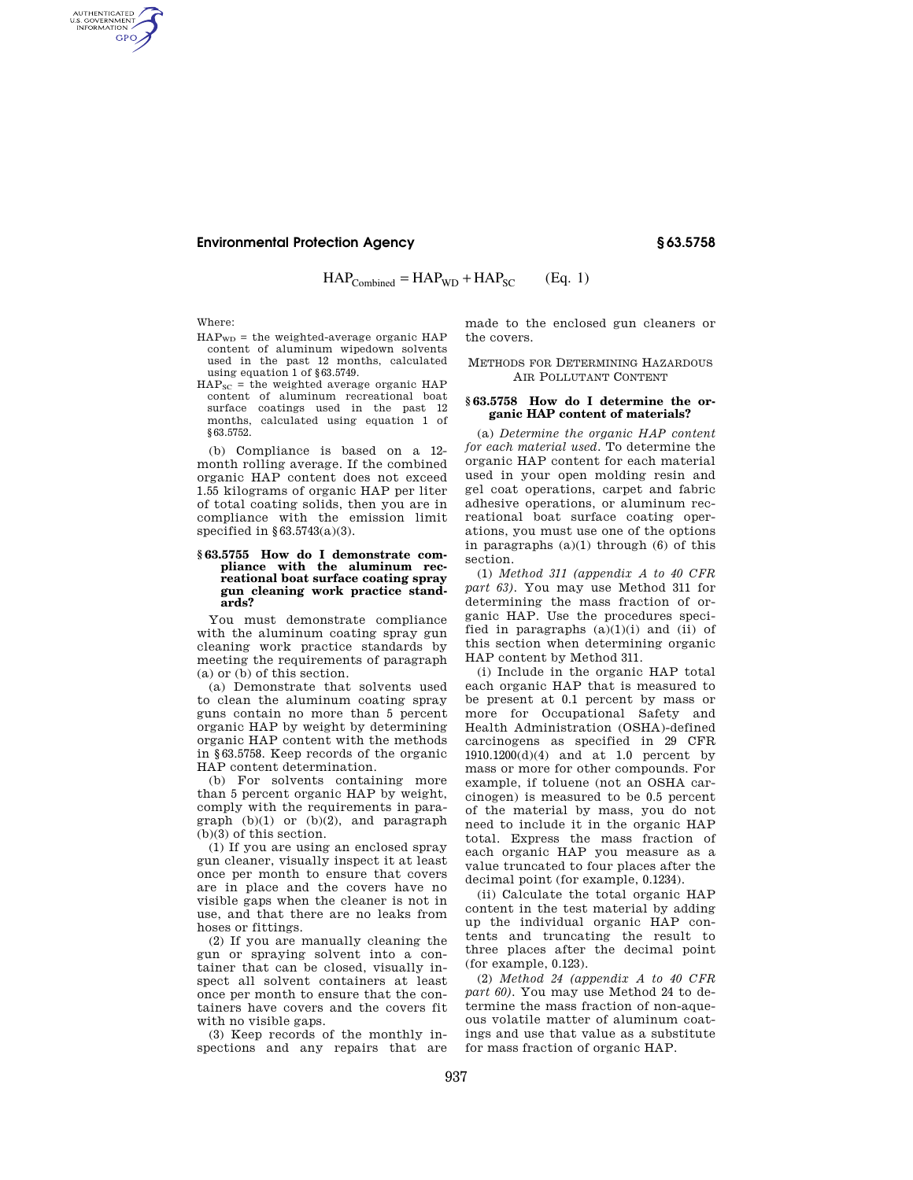$$HAP_{Combined} = HAP_{WD} + HAP_{SC} \qquad \text{(Eq. 1)}$$

Where:

$HAP_{WD}$ = the weighted-average organic HAP content of aluminum wipedown solvents used in the past 12 months, calculated using equation 1 of §63.5749.

$HAP_{SC}$ = the weighted average organic HAP content of aluminum recreational boat surface coatings used in the past 12 months, calculated using equation 1 of §63.5752.

(b) Compliance is based on a 12-month rolling average. If the combined organic HAP content does not exceed 1.55 kilograms of organic HAP per liter of total coating solids, then you are in compliance with the emission limit specified in §63.5743(a)(3).

### § 63.5755 How do I demonstrate compliance with the aluminum recreational boat surface coating spray gun cleaning work practice standards?

You must demonstrate compliance with the aluminum coating spray gun cleaning work practice standards by meeting the requirements of paragraph (a) or (b) of this section.

(a) Demonstrate that solvents used to clean the aluminum coating spray guns contain no more than 5 percent organic HAP by weight by determining organic HAP content with the methods in §63.5758. Keep records of the organic HAP content determination.

(b) For solvents containing more than 5 percent organic HAP by weight, comply with the requirements in paragraph (b)(1) or (b)(2), and paragraph (b)(3) of this section.

(1) If you are using an enclosed spray gun cleaner, visually inspect it at least once per month to ensure that covers are in place and the covers have no visible gaps when the cleaner is not in use, and that there are no leaks from hoses or fittings.

(2) If you are manually cleaning the gun or spraying solvent into a container that can be closed, visually inspect all solvent containers at least once per month to ensure that the containers have covers and the covers fit with no visible gaps.

(3) Keep records of the monthly inspections and any repairs that are made to the enclosed gun cleaners or the covers.

## Methods for Determining Hazardous Air Pollutant Content

### § 63.5758 How do I determine the organic HAP content of materials?

(a) *Determine the organic HAP content for each material used.* To determine the organic HAP content for each material used in your open molding resin and gel coat operations, carpet and fabric adhesive operations, or aluminum recreational boat surface coating operations, you must use one of the options in paragraphs (a)(1) through (6) of this section.

(1) *Method 311 (appendix A to 40 CFR part 63).* You may use Method 311 for determining the mass fraction of organic HAP. Use the procedures specified in paragraphs (a)(1)(i) and (ii) of this section when determining organic HAP content by Method 311.

(i) Include in the organic HAP total each organic HAP that is measured to be present at 0.1 percent by mass or more for Occupational Safety and Health Administration (OSHA)-defined carcinogens as specified in 29 CFR 1910.1200(d)(4) and at 1.0 percent by mass or more for other compounds. For example, if toluene (not an OSHA carcinogen) is measured to be 0.5 percent of the material by mass, you do not need to include it in the organic HAP total. Express the mass fraction of each organic HAP you measure as a value truncated to four places after the decimal point (for example, 0.1234).

(ii) Calculate the total organic HAP content in the test material by adding up the individual organic HAP contents and truncating the result to three places after the decimal point (for example, 0.123).

(2) *Method 24 (appendix A to 40 CFR part 60).* You may use Method 24 to determine the mass fraction of non-aqueous volatile matter of aluminum coatings and use that value as a substitute for mass fraction of organic HAP.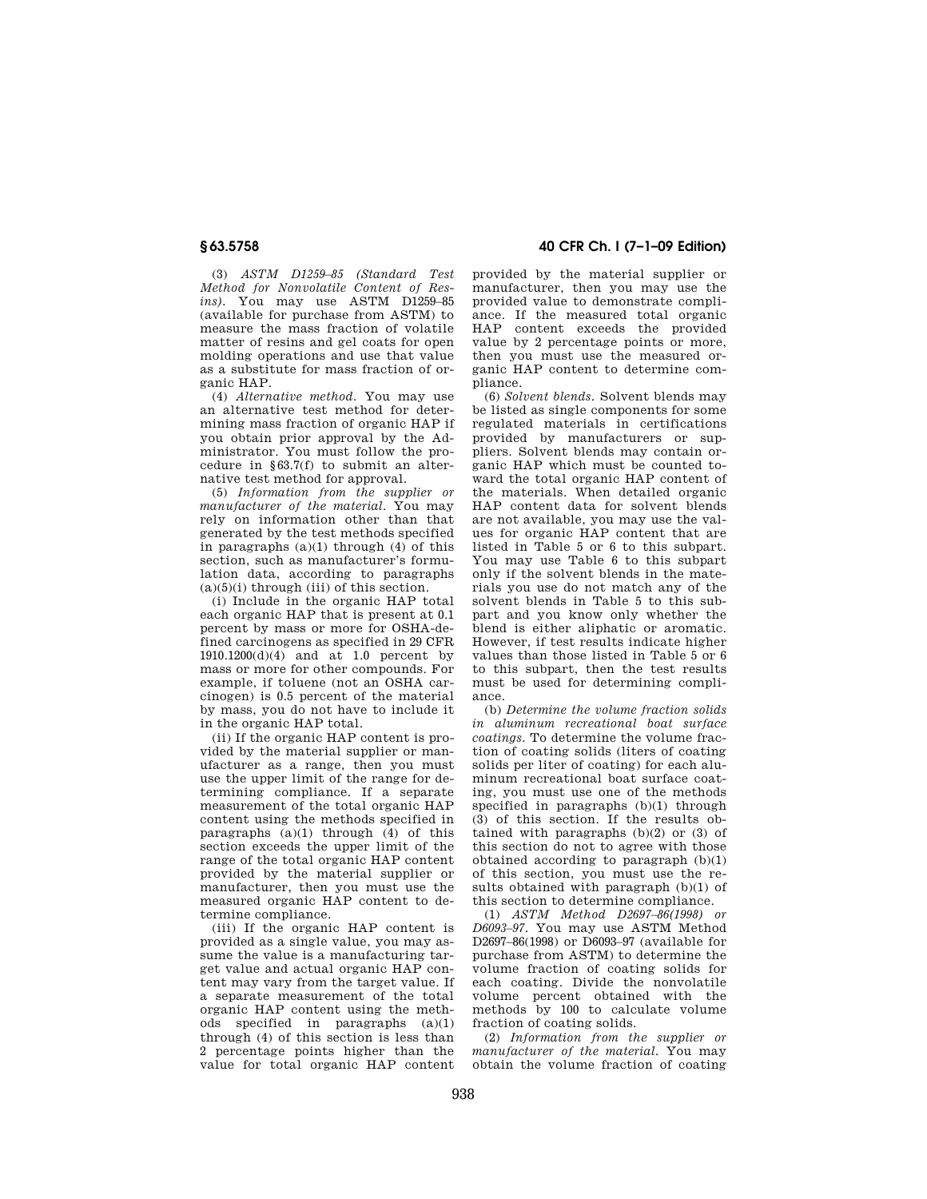(3) *ASTM D1259–85 (Standard Test Method for Nonvolatile Content of Resins).* You may use ASTM D1259–85 (available for purchase from ASTM) to measure the mass fraction of volatile matter of resins and gel coats for open molding operations and use that value as a substitute for mass fraction of organic HAP.

(4) *Alternative method.* You may use an alternative test method for determining mass fraction of organic HAP if you obtain prior approval by the Administrator. You must follow the procedure in §63.7(f) to submit an alternative test method for approval.

(5) *Information from the supplier or manufacturer of the material.* You may rely on information other than that generated by the test methods specified in paragraphs (a)(1) through (4) of this section, such as manufacturer's formulation data, according to paragraphs (a)(5)(i) through (iii) of this section.

(i) Include in the organic HAP total each organic HAP that is present at 0.1 percent by mass or more for OSHA-defined carcinogens as specified in 29 CFR 1910.1200(d)(4) and at 1.0 percent by mass or more for other compounds. For example, if toluene (not an OSHA carcinogen) is 0.5 percent of the material by mass, you do not have to include it in the organic HAP total.

(ii) If the organic HAP content is provided by the material supplier or manufacturer as a range, then you must use the upper limit of the range for determining compliance. If a separate measurement of the total organic HAP content using the methods specified in paragraphs (a)(1) through (4) of this section exceeds the upper limit of the range of the total organic HAP content provided by the material supplier or manufacturer, then you must use the measured organic HAP content to determine compliance.

(iii) If the organic HAP content is provided as a single value, you may assume the value is a manufacturing target value and actual organic HAP content may vary from the target value. If a separate measurement of the total organic HAP content using the methods specified in paragraphs (a)(1) through (4) of this section is less than 2 percentage points higher than the value for total organic HAP content provided by the material supplier or manufacturer, then you may use the provided value to demonstrate compliance. If the measured total organic HAP content exceeds the provided value by 2 percentage points or more, then you must use the measured organic HAP content to determine compliance.

(6) *Solvent blends.* Solvent blends may be listed as single components for some regulated materials in certifications provided by manufacturers or suppliers. Solvent blends may contain organic HAP which must be counted toward the total organic HAP content of the materials. When detailed organic HAP content data for solvent blends are not available, you may use the values for organic HAP content that are listed in Table 5 or 6 to this subpart. You may use Table 6 to this subpart only if the solvent blends in the materials you use do not match any of the solvent blends in Table 5 to this subpart and you know only whether the blend is either aliphatic or aromatic. However, if test results indicate higher values than those listed in Table 5 or 6 to this subpart, then the test results must be used for determining compliance.

(b) *Determine the volume fraction solids in aluminum recreational boat surface coatings.* To determine the volume fraction of coating solids (liters of coating solids per liter of coating) for each aluminum recreational boat surface coating, you must use one of the methods specified in paragraphs (b)(1) through (3) of this section. If the results obtained with paragraphs (b)(2) or (3) of this section do not to agree with those obtained according to paragraph (b)(1) of this section, you must use the results obtained with paragraph (b)(1) of this section to determine compliance.

(1) *ASTM Method D2697–86(1998) or D6093–97.* You may use ASTM Method D2697–86(1998) or D6093–97 (available for purchase from ASTM) to determine the volume fraction of coating solids for each coating. Divide the nonvolatile volume percent obtained with the methods by 100 to calculate volume fraction of coating solids.

(2) *Information from the supplier or manufacturer of the material.* You may obtain the volume fraction of coating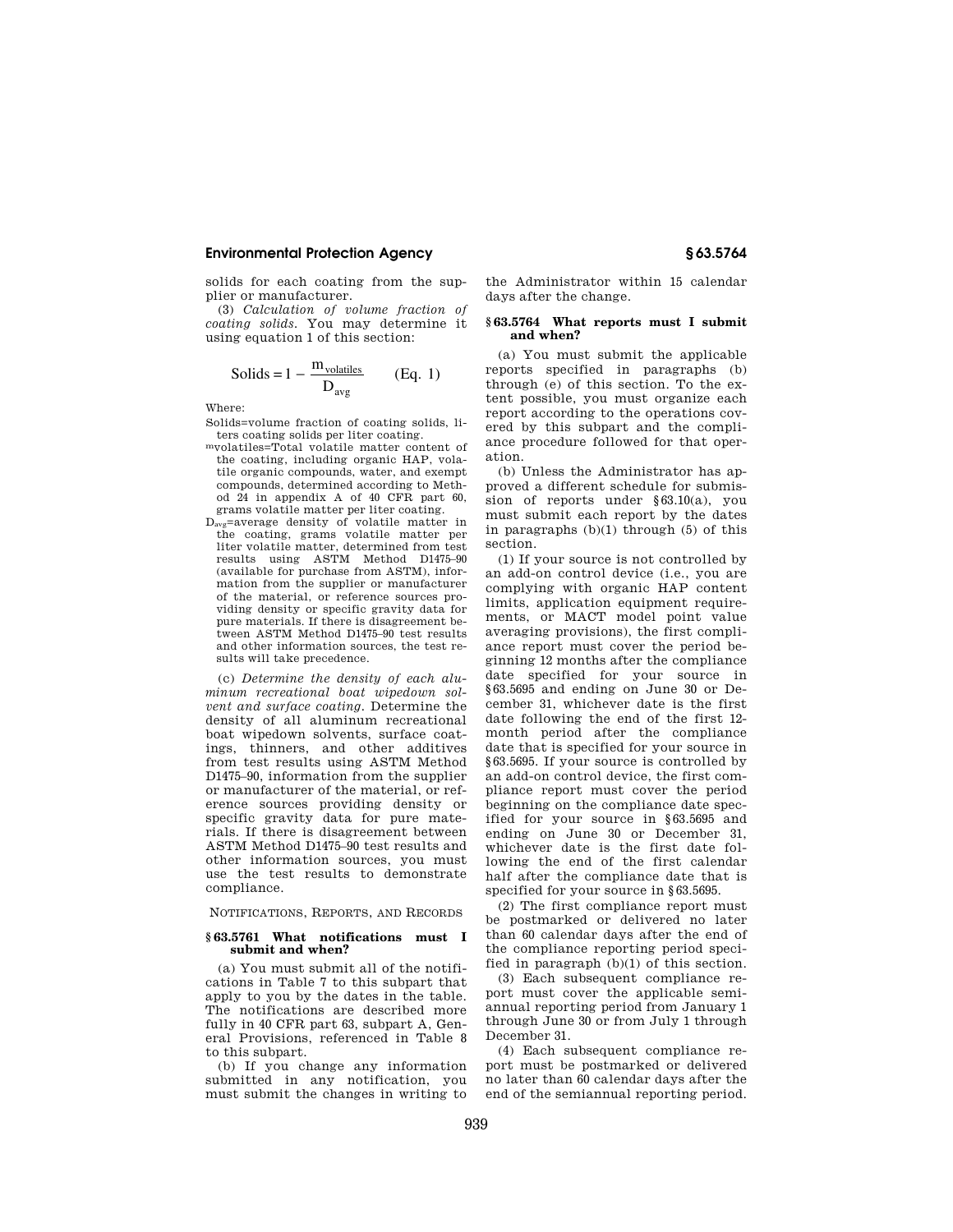solids for each coating from the supplier or manufacturer.

(3) *Calculation of volume fraction of coating solids.* You may determine it using equation 1 of this section:

$$\text{Solids} = 1 - \frac{m_{volatiles}}{D_{avg}} \qquad \text{(Eq. 1)}$$

Where:

Solids=volume fraction of coating solids, liters coating solids per liter coating.

$m_{volatiles}$=Total volatile matter content of the coating, including organic HAP, volatile organic compounds, water, and exempt compounds, determined according to Method 24 in appendix A of 40 CFR part 60, grams volatile matter per liter coating.

$D_{avg}$=average density of volatile matter in the coating, grams volatile matter per liter volatile matter, determined from test results using ASTM Method D1475–90 (available for purchase from ASTM), information from the supplier or manufacturer of the material, or reference sources providing density or specific gravity data for pure materials. If there is disagreement between ASTM Method D1475–90 test results and other information sources, the test results will take precedence.

(c) *Determine the density of each aluminum recreational boat wipedown solvent and surface coating.* Determine the density of all aluminum recreational boat wipedown solvents, surface coatings, thinners, and other additives from test results using ASTM Method D1475–90, information from the supplier or manufacturer of the material, or reference sources providing density or specific gravity data for pure materials. If there is disagreement between ASTM Method D1475–90 test results and other information sources, you must use the test results to demonstrate compliance.

NOTIFICATIONS, REPORTS, AND RECORDS

### § 63.5761 What notifications must I submit and when?

(a) You must submit all of the notifications in Table 7 to this subpart that apply to you by the dates in the table. The notifications are described more fully in 40 CFR part 63, subpart A, General Provisions, referenced in Table 8 to this subpart.

(b) If you change any information submitted in any notification, you must submit the changes in writing to the Administrator within 15 calendar days after the change.

### § 63.5764 What reports must I submit and when?

(a) You must submit the applicable reports specified in paragraphs (b) through (e) of this section. To the extent possible, you must organize each report according to the operations covered by this subpart and the compliance procedure followed for that operation.

(b) Unless the Administrator has approved a different schedule for submission of reports under § 63.10(a), you must submit each report by the dates in paragraphs (b)(1) through (5) of this section.

(1) If your source is not controlled by an add-on control device (i.e., you are complying with organic HAP content limits, application equipment requirements, or MACT model point value averaging provisions), the first compliance report must cover the period beginning 12 months after the compliance date specified for your source in § 63.5695 and ending on June 30 or December 31, whichever date is the first date following the end of the first 12-month period after the compliance date that is specified for your source in § 63.5695. If your source is controlled by an add-on control device, the first compliance report must cover the period beginning on the compliance date specified for your source in § 63.5695 and ending on June 30 or December 31, whichever date is the first date following the end of the first calendar half after the compliance date that is specified for your source in § 63.5695.

(2) The first compliance report must be postmarked or delivered no later than 60 calendar days after the end of the compliance reporting period specified in paragraph (b)(1) of this section.

(3) Each subsequent compliance report must cover the applicable semiannual reporting period from January 1 through June 30 or from July 1 through December 31.

(4) Each subsequent compliance report must be postmarked or delivered no later than 60 calendar days after the end of the semiannual reporting period.